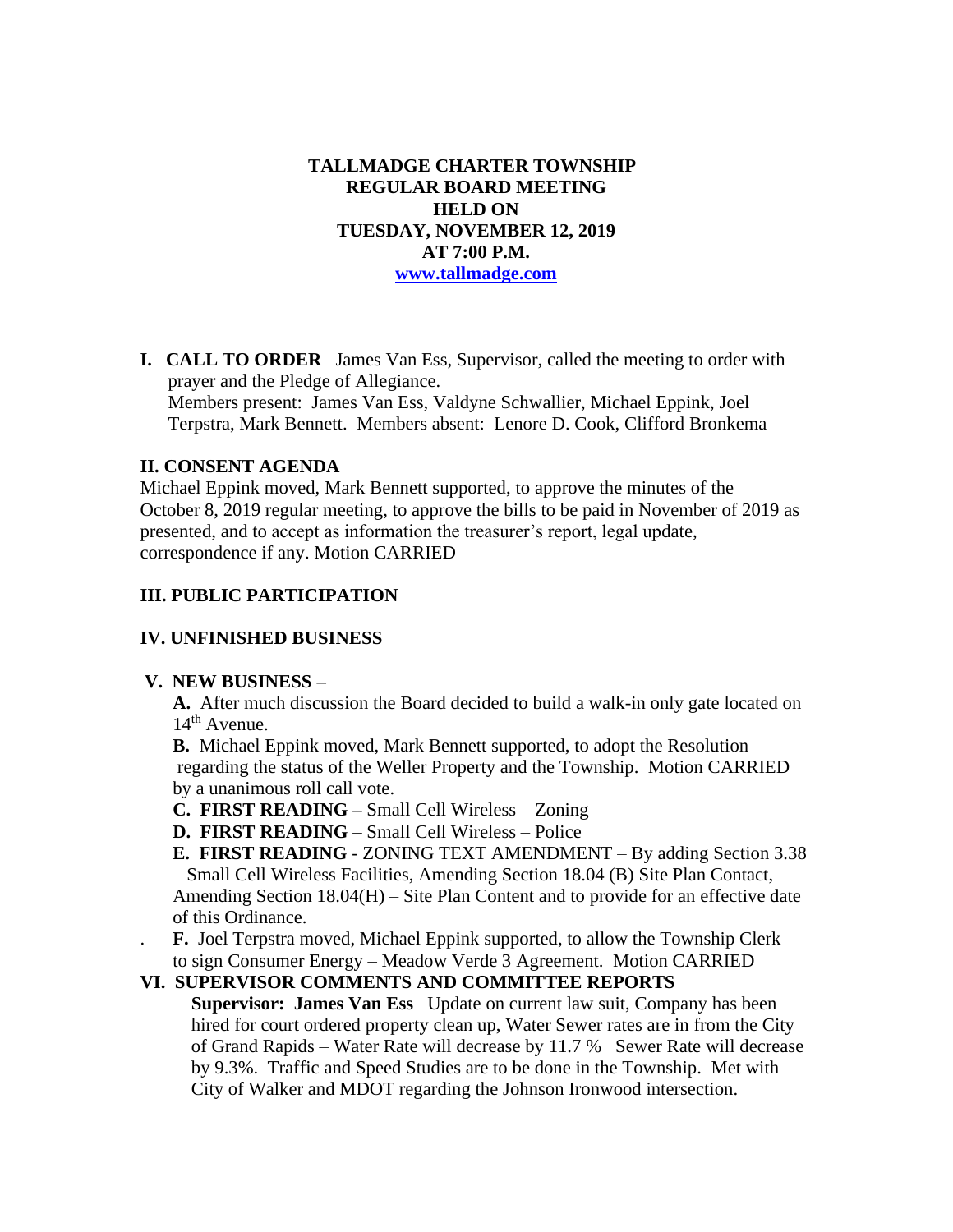**TALLMADGE CHARTER TOWNSHIP**
**REGULAR BOARD MEETING**
**HELD ON**
**TUESDAY, NOVEMBER 12, 2019**
**AT 7:00 P.M.**
**[www.tallmadge.com](http://www.tallmadge.com)**

**I. CALL TO ORDER** James Van Ess, Supervisor, called the meeting to order with prayer and the Pledge of Allegiance.
Members present: James Van Ess, Valdyne Schwallier, Michael Eppink, Joel Terpstra, Mark Bennett. Members absent: Lenore D. Cook, Clifford Bronkema

## II. CONSENT AGENDA

Michael Eppink moved, Mark Bennett supported, to approve the minutes of the October 8, 2019 regular meeting, to approve the bills to be paid in November of 2019 as presented, and to accept as information the treasurer's report, legal update, correspondence if any. Motion CARRIED

## III. PUBLIC PARTICIPATION

## IV. UNFINISHED BUSINESS

## V. NEW BUSINESS –

**A.** After much discussion the Board decided to build a walk-in only gate located on 14th Avenue.

**B.** Michael Eppink moved, Mark Bennett supported, to adopt the Resolution regarding the status of the Weller Property and the Township. Motion CARRIED by a unanimous roll call vote.

**C. FIRST READING –** Small Cell Wireless – Zoning

**D. FIRST READING** – Small Cell Wireless – Police

**E. FIRST READING** - ZONING TEXT AMENDMENT – By adding Section 3.38 – Small Cell Wireless Facilities, Amending Section 18.04 (B) Site Plan Contact, Amending Section 18.04(H) – Site Plan Content and to provide for an effective date of this Ordinance.

. **F.** Joel Terpstra moved, Michael Eppink supported, to allow the Township Clerk to sign Consumer Energy – Meadow Verde 3 Agreement. Motion CARRIED

## VI. SUPERVISOR COMMENTS AND COMMITTEE REPORTS

**Supervisor: James Van Ess** Update on current law suit, Company has been hired for court ordered property clean up, Water Sewer rates are in from the City of Grand Rapids – Water Rate will decrease by 11.7 % Sewer Rate will decrease by 9.3%. Traffic and Speed Studies are to be done in the Township. Met with City of Walker and MDOT regarding the Johnson Ironwood intersection.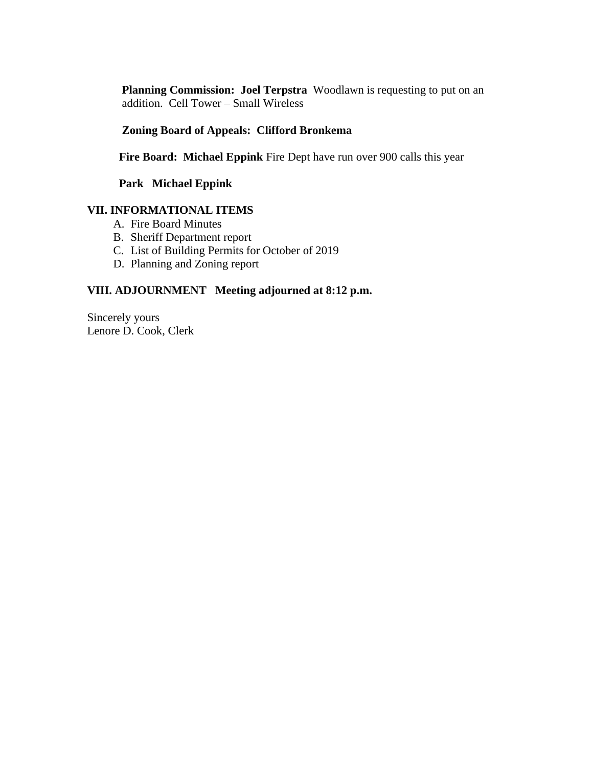**Planning Commission: Joel Terpstra** Woodlawn is requesting to put on an addition. Cell Tower – Small Wireless

**Zoning Board of Appeals: Clifford Bronkema**

**Fire Board: Michael Eppink** Fire Dept have run over 900 calls this year

**Park Michael Eppink**

## VII. INFORMATIONAL ITEMS

A. Fire Board Minutes
B. Sheriff Department report
C. List of Building Permits for October of 2019
D. Planning and Zoning report

## VIII. ADJOURNMENT Meeting adjourned at 8:12 p.m.

Sincerely yours
Lenore D. Cook, Clerk